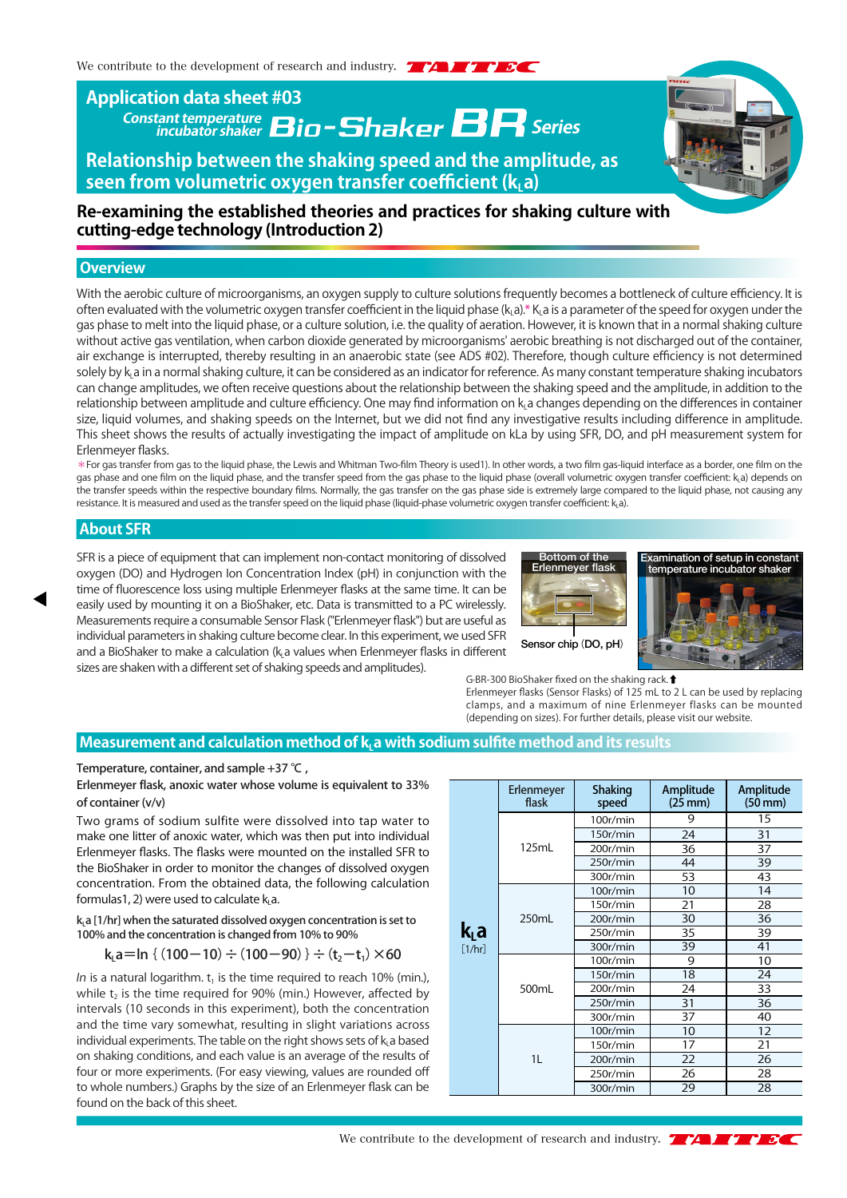We contribute to the development of research and industry. TAITEC

# Application data sheet #03

**Constant temperature incubator shaker Bio-Shaker BR Series**

## Relationship between the shaking speed and the amplitude, as seen from volumetric oxygen transfer coefficient ($k_La$)

**Re-examining the established theories and practices for shaking culture with cutting-edge technology (Introduction 2)**

## Overview

With the aerobic culture of microorganisms, an oxygen supply to culture solutions frequently becomes a bottleneck of culture efficiency. It is often evaluated with the volumetric oxygen transfer coefficient in the liquid phase ($k_La$).* $K_La$ is a parameter of the speed for oxygen under the gas phase to melt into the liquid phase, or a culture solution, i.e. the quality of aeration. However, it is known that in a normal shaking culture without active gas ventilation, when carbon dioxide generated by microorganisms' aerobic breathing is not discharged out of the container, air exchange is interrupted, thereby resulting in an anaerobic state (see ADS #02). Therefore, though culture efficiency is not determined solely by $k_La$ in a normal shaking culture, it can be considered as an indicator for reference. As many constant temperature shaking incubators can change amplitudes, we often receive questions about the relationship between the shaking speed and the amplitude, in addition to the relationship between amplitude and culture efficiency. One may find information on $k_La$ changes depending on the differences in container size, liquid volumes, and shaking speeds on the Internet, but we did not find any investigative results including difference in amplitude. This sheet shows the results of actually investigating the impact of amplitude on kLa by using SFR, DO, and pH measurement system for Erlenmeyer flasks.

*For gas transfer from gas to the liquid phase, the Lewis and Whitman Two-film Theory is used1). In other words, a two film gas-liquid interface as a border, one film on the gas phase and one film on the liquid phase, and the transfer speed from the gas phase to the liquid phase (overall volumetric oxygen transfer coefficient: $k_La$) depends on the transfer speeds within the respective boundary films. Normally, the gas transfer on the gas phase side is extremely large compared to the liquid phase, not causing any resistance. It is measured and used as the transfer speed on the liquid phase (liquid-phase volumetric oxygen transfer coefficient: $k_La$).

## About SFR

SFR is a piece of equipment that can implement non-contact monitoring of dissolved oxygen (DO) and Hydrogen Ion Concentration Index (pH) in conjunction with the time of fluorescence loss using multiple Erlenmeyer flasks at the same time. It can be easily used by mounting it on a BioShaker, etc. Data is transmitted to a PC wirelessly. Measurements require a consumable Sensor Flask ("Erlenmeyer flask") but are useful as individual parameters in shaking culture become clear. In this experiment, we used SFR and a BioShaker to make a calculation ($k_La$ values when Erlenmeyer flasks in different sizes are shaken with a different set of shaking speeds and amplitudes).

Bottom of the Erlenmeyer flask

Sensor chip (DO, pH)

Examination of setup in constant temperature incubator shaker

G-BR-300 BioShaker fixed on the shaking rack.
Erlenmeyer flasks (Sensor Flasks) of 125 mL to 2 L can be used by replacing clamps, and a maximum of nine Erlenmeyer flasks can be mounted (depending on sizes). For further details, please visit our website.

## Measurement and calculation method of $k_La$ with sodium sulfite method and its results

**Temperature, container, and sample +37 ℃ ,**
**Erlenmeyer flask, anoxic water whose volume is equivalent to 33% of container (v/v)**

Two grams of sodium sulfite were dissolved into tap water to make one litter of anoxic water, which was then put into individual Erlenmeyer flasks. The flasks were mounted on the installed SFR to the BioShaker in order to monitor the changes of dissolved oxygen concentration. From the obtained data, the following calculation formulas1, 2) were used to calculate $k_La$.

**$k_La$ [1/hr] when the saturated dissolved oxygen concentration is set to 100% and the concentration is changed from 10% to 90%**

$$k_La = \ln\{(100-10) \div (100-90)\} \div (t_2 - t_1) \times 60$$

*In* is a natural logarithm. $t_1$ is the time required to reach 10% (min.), while $t_2$ is the time required for 90% (min.) However, affected by intervals (10 seconds in this experiment), both the concentration and the time vary somewhat, resulting in slight variations across individual experiments. The table on the right shows sets of $k_La$ based on shaking conditions, and each value is an average of the results of four or more experiments. (For easy viewing, values are rounded off to whole numbers.) Graphs by the size of an Erlenmeyer flask can be found on the back of this sheet.

| | Erlenmeyer flask | Shaking speed | Amplitude (25 mm) | Amplitude (50 mm) |
|---|---|---|---|---|
| $k_La$ [1/hr] | 125mL | 100r/min | 9 | 15 |
| | | 150r/min | 24 | 31 |
| | | 200r/min | 36 | 37 |
| | | 250r/min | 44 | 39 |
| | | 300r/min | 53 | 43 |
| | 250mL | 100r/min | 10 | 14 |
| | | 150r/min | 21 | 28 |
| | | 200r/min | 30 | 36 |
| | | 250r/min | 35 | 39 |
| | | 300r/min | 39 | 41 |
| | 500mL | 100r/min | 9 | 10 |
| | | 150r/min | 18 | 24 |
| | | 200r/min | 24 | 33 |
| | | 250r/min | 31 | 36 |
| | | 300r/min | 37 | 40 |
| | 1L | 100r/min | 10 | 12 |
| | | 150r/min | 17 | 21 |
| | | 200r/min | 22 | 26 |
| | | 250r/min | 26 | 28 |
| | | 300r/min | 29 | 28 |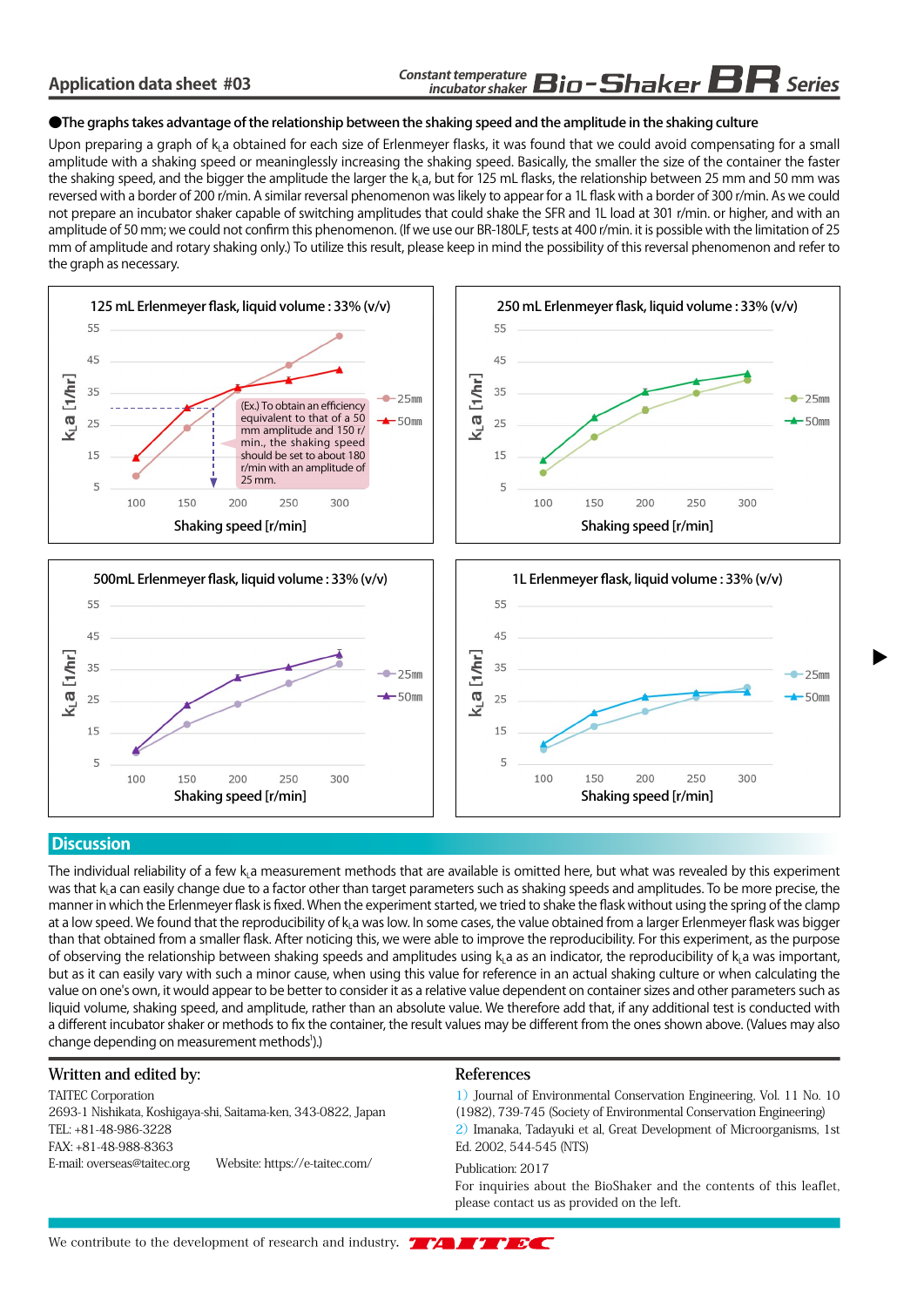Application data sheet #03

Constant temperature incubator shaker Bio-Shaker BR Series

●The graphs takes advantage of the relationship between the shaking speed and the amplitude in the shaking culture

Upon preparing a graph of $k_La$ obtained for each size of Erlenmeyer flasks, it was found that we could avoid compensating for a small amplitude with a shaking speed or meaninglessly increasing the shaking speed. Basically, the smaller the size of the container the faster the shaking speed, and the bigger the amplitude the larger the $k_La$, but for 125 mL flasks, the relationship between 25 mm and 50 mm was reversed with a border of 200 r/min. A similar reversal phenomenon was likely to appear for a 1L flask with a border of 300 r/min. As we could not prepare an incubator shaker capable of switching amplitudes that could shake the SFR and 1L load at 301 r/min. or higher, and with an amplitude of 50 mm; we could not confirm this phenomenon. (If we use our BR-180LF, tests at 400 r/min. it is possible with the limitation of 25 mm of amplitude and rotary shaking only.) To utilize this result, please keep in mind the possibility of this reversal phenomenon and refer to the graph as necessary.

125 mL Erlenmeyer flask, liquid volume : 33% (v/v)

$k_La$ [1/hr]

55
45
35
25
15
5

100 150 200 250 300

Shaking speed [r/min]

25mm
50mm

(Ex.) To obtain an efficiency equivalent to that of a 50 mm amplitude and 150 r/min., the shaking speed should be set to about 180 r/min with an amplitude of 25 mm.

250 mL Erlenmeyer flask, liquid volume : 33% (v/v)

$k_La$ [1/hr]

55
45
35
25
15
5

100 150 200 250 300

Shaking speed [r/min]

25mm
50mm

500mL Erlenmeyer flask, liquid volume : 33% (v/v)

$k_La$ [1/hr]

55
45
35
25
15
5

100 150 200 250 300

Shaking speed [r/min]

25mm
50mm

1L Erlenmeyer flask, liquid volume : 33% (v/v)

$k_La$ [1/hr]

55
45
35
25
15
5

100 150 200 250 300

Shaking speed [r/min]

25mm
50mm

## Discussion

The individual reliability of a few $k_La$ measurement methods that are available is omitted here, but what was revealed by this experiment was that $k_La$ can easily change due to a factor other than target parameters such as shaking speeds and amplitudes. To be more precise, the manner in which the Erlenmeyer flask is fixed. When the experiment started, we tried to shake the flask without using the spring of the clamp at a low speed. We found that the reproducibility of $k_La$ was low. In some cases, the value obtained from a larger Erlenmeyer flask was bigger than that obtained from a smaller flask. After noticing this, we were able to improve the reproducibility. For this experiment, as the purpose of observing the relationship between shaking speeds and amplitudes using $k_La$ as an indicator, the reproducibility of $k_La$ was important, but as it can easily vary with such a minor cause, when using this value for reference in an actual shaking culture or when calculating the value on one's own, it would appear to be better to consider it as a relative value dependent on container sizes and other parameters such as liquid volume, shaking speed, and amplitude, rather than an absolute value. We therefore add that, if any additional test is conducted with a different incubator shaker or methods to fix the container, the result values may be different from the ones shown above. (Values may also change depending on measurement methods[1].)

### Written and edited by:

TAITEC Corporation
2693-1 Nishikata, Koshigaya-shi, Saitama-ken, 343-0822, Japan
TEL: +81-48-986-3228
FAX: +81-48-988-8363
E-mail: overseas@taitec.org Website: https://e-taitec.com/

### References

1) Journal of Environmental Conservation Engineering, Vol. 11 No. 10 (1982), 739-745 (Society of Environmental Conservation Engineering)
2) Imanaka, Tadayuki et al, Great Development of Microorganisms, 1st Ed. 2002, 544-545 (NTS)

Publication: 2017
For inquiries about the BioShaker and the contents of this leaflet, please contact us as provided on the left.

We contribute to the development of research and industry. TAITEC